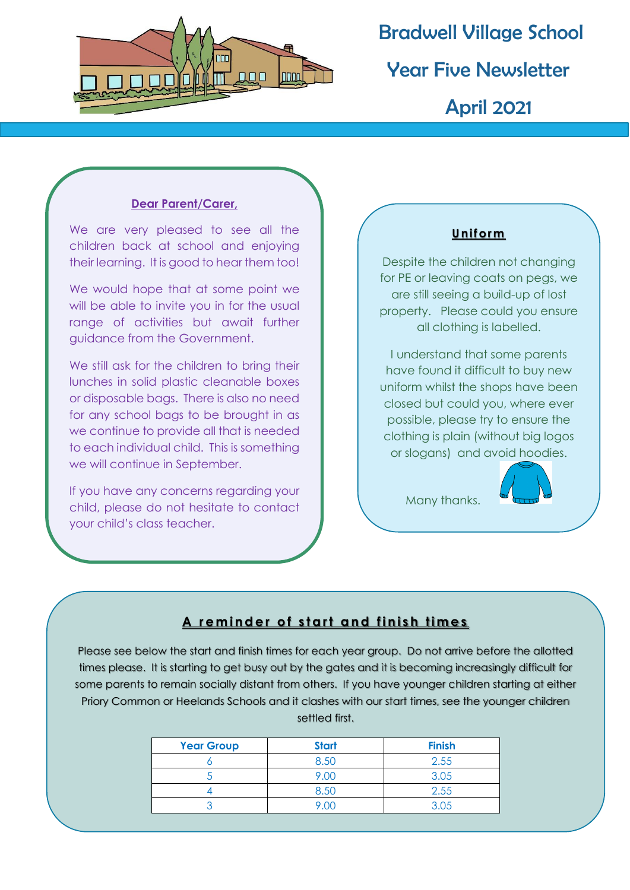# Bradwell Village School

## Year Five Newsletter

## April 2021

**Dear Parent/Carer,**

We are very pleased to see all the children back at school and enjoying their learning. It is good to hear them too!

We would hope that at some point we will be able to invite you in for the usual range of activities but await further guidance from the Government.

We still ask for the children to bring their lunches in solid plastic cleanable boxes or disposable bags. There is also no need for any school bags to be brought in as we continue to provide all that is needed to each individual child. This is something we will continue in September.

If you have any concerns regarding your child, please do not hesitate to contact your child's class teacher.

### Uniform

Despite the children not changing for PE or leaving coats on pegs, we are still seeing a build-up of lost property. Please could you ensure all clothing is labelled.

I understand that some parents have found it difficult to buy new uniform whilst the shops have been closed but could you, where ever possible, please try to ensure the clothing is plain (without big logos or slogans) and avoid hoodies.

Many thanks.

### A reminder of start and finish times

Please see below the start and finish times for each year group. Do not arrive before the allotted times please. It is starting to get busy out by the gates and it is becoming increasingly difficult for some parents to remain socially distant from others. If you have younger children starting at either Priory Common or Heelands Schools and it clashes with our start times, see the younger children settled first.

| Year Group | Start | Finish |
|---|---|---|
| 6 | 8.50 | 2.55 |
| 5 | 9.00 | 3.05 |
| 4 | 8.50 | 2.55 |
| 3 | 9.00 | 3.05 |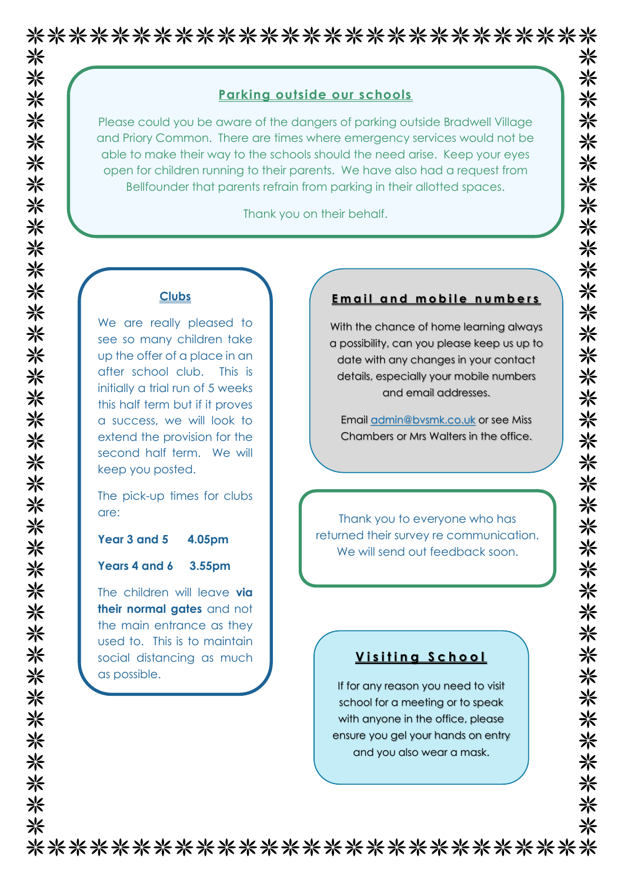## Parking outside our schools

Please could you be aware of the dangers of parking outside Bradwell Village and Priory Common. There are times where emergency services would not be able to make their way to the schools should the need arise. Keep your eyes open for children running to their parents. We have also had a request from Bellfounder that parents refrain from parking in their allotted spaces.

Thank you on their behalf.

## Clubs

We are really pleased to see so many children take up the offer of a place in an after school club. This is initially a trial run of 5 weeks this half term but if it proves a success, we will look to extend the provision for the second half term. We will keep you posted.

The pick-up times for clubs are:

**Year 3 and 5 4.05pm**

**Years 4 and 6 3.55pm**

The children will leave **via their normal gates** and not the main entrance as they used to. This is to maintain social distancing as much as possible.

## Email and mobile numbers

With the chance of home learning always a possibility, can you please keep us up to date with any changes in your contact details, especially your mobile numbers and email addresses.

Email admin@bvsmk.co.uk or see Miss Chambers or Mrs Walters in the office.

Thank you to everyone who has returned their survey re communication. We will send out feedback soon.

## Visiting School

If for any reason you need to visit school for a meeting or to speak with anyone in the office, please ensure you gel your hands on entry and you also wear a mask.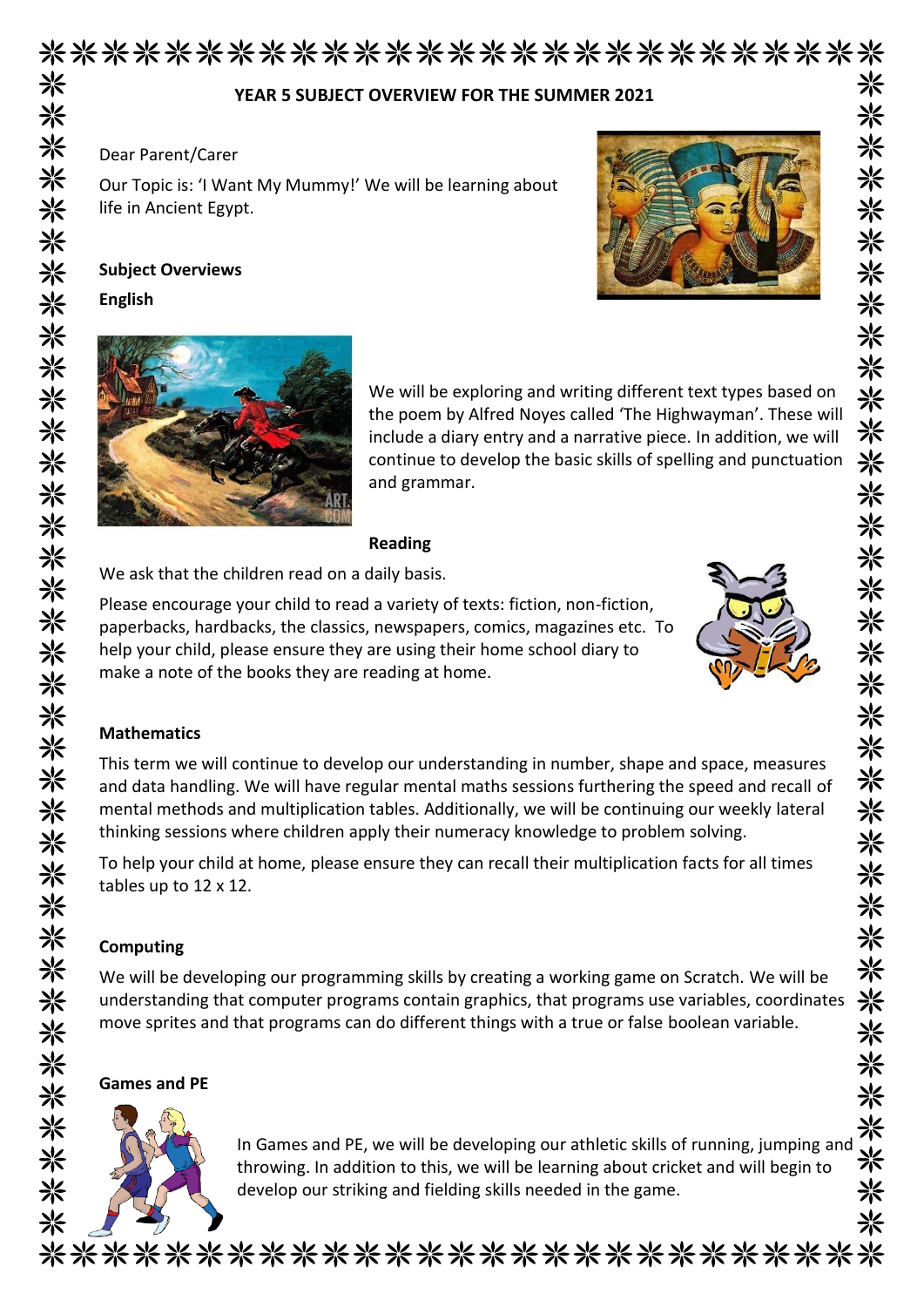# YEAR 5 SUBJECT OVERVIEW FOR THE SUMMER 2021

Dear Parent/Carer

Our Topic is: 'I Want My Mummy!' We will be learning about life in Ancient Egypt.

## Subject Overviews

### English

We will be exploring and writing different text types based on the poem by Alfred Noyes called 'The Highwayman'. These will include a diary entry and a narrative piece. In addition, we will continue to develop the basic skills of spelling and punctuation and grammar.

### Reading

We ask that the children read on a daily basis.

Please encourage your child to read a variety of texts: fiction, non-fiction, paperbacks, hardbacks, the classics, newspapers, comics, magazines etc. To help your child, please ensure they are using their home school diary to make a note of the books they are reading at home.

### Mathematics

This term we will continue to develop our understanding in number, shape and space, measures and data handling. We will have regular mental maths sessions furthering the speed and recall of mental methods and multiplication tables. Additionally, we will be continuing our weekly lateral thinking sessions where children apply their numeracy knowledge to problem solving.

To help your child at home, please ensure they can recall their multiplication facts for all times tables up to 12 x 12.

### Computing

We will be developing our programming skills by creating a working game on Scratch. We will be understanding that computer programs contain graphics, that programs use variables, coordinates move sprites and that programs can do different things with a true or false boolean variable.

### Games and PE

In Games and PE, we will be developing our athletic skills of running, jumping and throwing. In addition to this, we will be learning about cricket and will begin to develop our striking and fielding skills needed in the game.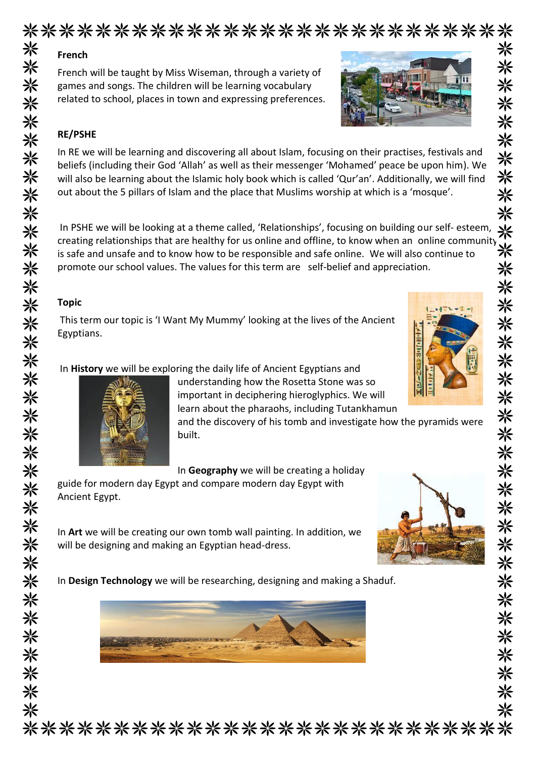**French**

French will be taught by Miss Wiseman, through a variety of games and songs. The children will be learning vocabulary related to school, places in town and expressing preferences.

**RE/PSHE**

In RE we will be learning and discovering all about Islam, focusing on their practises, festivals and beliefs (including their God 'Allah' as well as their messenger 'Mohamed' peace be upon him). We will also be learning about the Islamic holy book which is called 'Qur'an'. Additionally, we will find out about the 5 pillars of Islam and the place that Muslims worship at which is a 'mosque'.

In PSHE we will be looking at a theme called, 'Relationships', focusing on building our self- esteem, creating relationships that are healthy for us online and offline, to know when an online community is safe and unsafe and to know how to be responsible and safe online. We will also continue to promote our school values. The values for this term are self-belief and appreciation.

**Topic**

This term our topic is 'I Want My Mummy' looking at the lives of the Ancient Egyptians.

In **History** we will be exploring the daily life of Ancient Egyptians and understanding how the Rosetta Stone was so important in deciphering hieroglyphics. We will learn about the pharaohs, including Tutankhamun and the discovery of his tomb and investigate how the pyramids were built.

In **Geography** we will be creating a holiday guide for modern day Egypt and compare modern day Egypt with Ancient Egypt.

In **Art** we will be creating our own tomb wall painting. In addition, we will be designing and making an Egyptian head-dress.

In **Design Technology** we will be researching, designing and making a Shaduf.